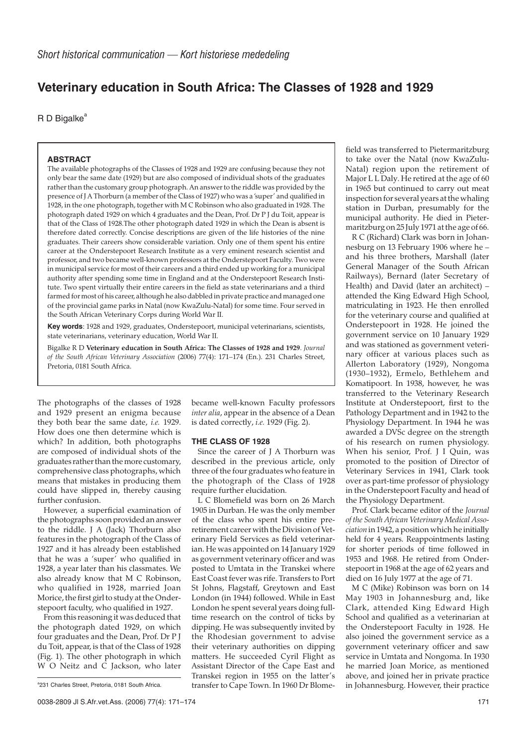*Short historical communication — Kort historiese mededeling*

# Veterinary education in South Africa: The Classes of 1928 and 1929

R D Bigalke[a]

### ABSTRACT

The available photographs of the Classes of 1928 and 1929 are confusing because they not only bear the same date (1929) but are also composed of individual shots of the graduates rather than the customary group photograph. An answer to the riddle was provided by the presence of J A Thorburn (a member of the Class of 1927) who was a 'super' and qualified in 1928, in the one photograph, together with M C Robinson who also graduated in 1928. The photograph dated 1929 on which 4 graduates and the Dean, Prof. Dr P J du Toit, appear is that of the Class of 1928.The other photograph dated 1929 in which the Dean is absent is therefore dated correctly. Concise descriptions are given of the life histories of the nine graduates. Their careers show considerable variation. Only one of them spent his entire career at the Onderstepoort Research Institute as a very eminent research scientist and professor, and two became well-known professors at the Onderstepoort Faculty. Two were in municipal service for most of their careers and a third ended up working for a municipal authority after spending some time in England and at the Onderstepoort Research Institute. Two spent virtually their entire careers in the field as state veterinarians and a third farmed for most of his career, although he also dabbled in private practice and managed one of the provincial game parks in Natal (now KwaZulu-Natal) for some time. Four served in the South African Veterinary Corps during World War II.

**Key words**: 1928 and 1929, graduates, Onderstepoort, municipal veterinarians, scientists, state veterinarians, veterinary education, World War II.

Bigalke R D **Veterinary education in South Africa: The Classes of 1928 and 1929**. *Journal of the South African Veterinary Association* (2006) 77(4): 171–174 (En.). 231 Charles Street, Pretoria, 0181 South Africa.

The photographs of the classes of 1928 and 1929 present an enigma because they both bear the same date, *i.e.* 1929. How does one then determine which is which? In addition, both photographs are composed of individual shots of the graduates rather than the more customary, comprehensive class photographs, which means that mistakes in producing them could have slipped in, thereby causing further confusion.

However, a superficial examination of the photographs soon provided an answer to the riddle. J A (Jack) Thorburn also features in the photograph of the Class of 1927 and it has already been established that he was a 'super' who qualified in 1928, a year later than his classmates. We also already know that M C Robinson, who qualified in 1928, married Joan Morice, the first girl to study at the Onderstepoort faculty, who qualified in 1927.

From this reasoning it was deduced that the photograph dated 1929, on which four graduates and the Dean, Prof. Dr P J du Toit, appear, is that of the Class of 1928 (Fig. 1). The other photograph in which W O Neitz and C Jackson, who later became well-known Faculty professors *inter alia*, appear in the absence of a Dean is dated correctly, *i.e.* 1929 (Fig. 2).

## THE CLASS OF 1928

Since the career of J A Thorburn was described in the previous article, only three of the four graduates who feature in the photograph of the Class of 1928 require further elucidation.

L C Blomefield was born on 26 March 1905 in Durban. He was the only member of the class who spent his entire preretirement career with the Division of Veterinary Field Services as field veterinarian. He was appointed on 14 January 1929 as government veterinary officer and was posted to Umtata in the Transkei where East Coast fever was rife. Transfers to Port St Johns, Flagstaff, Greytown and East London (in 1944) followed. While in East London he spent several years doing full-time research on the control of ticks by dipping. He was subsequently invited by the Rhodesian government to advise their veterinary authorities on dipping matters. He succeeded Cyril Flight as Assistant Director of the Cape East and Transkei region in 1955 on the latter's transfer to Cape Town. In 1960 Dr Blomefield was transferred to Pietermaritzburg to take over the Natal (now KwaZulu-Natal) region upon the retirement of Major L L Daly. He retired at the age of 60 in 1965 but continued to carry out meat inspection for several years at the whaling station in Durban, presumably for the municipal authority. He died in Pietermaritzburg on 25 July 1971 at the age of 66.

R C (Richard) Clark was born in Johannesburg on 13 February 1906 where he – and his three brothers, Marshall (later General Manager of the South African Railways), Bernard (later Secretary of Health) and David (later an architect) – attended the King Edward High School, matriculating in 1923. He then enrolled for the veterinary course and qualified at Onderstepoort in 1928. He joined the government service on 10 January 1929 and was stationed as government veterinary officer at various places such as Allerton Laboratory (1929), Nongoma (1930–1932), Ermelo, Bethlehem and Komatipoort. In 1938, however, he was transferred to the Veterinary Research Institute at Onderstepoort, first to the Pathology Department and in 1942 to the Physiology Department. In 1944 he was awarded a DVSc degree on the strength of his research on rumen physiology. When his senior, Prof. J I Quin, was promoted to the position of Director of Veterinary Services in 1941, Clark took over as part-time professor of physiology in the Onderstepoort Faculty and head of the Physiology Department.

Prof. Clark became editor of the *Journal of the South African Veterinary Medical Association* in 1942, a position which he initially held for 4 years. Reappointments lasting for shorter periods of time followed in 1953 and 1968. He retired from Onderstepoort in 1968 at the age of 62 years and died on 16 July 1977 at the age of 71.

M C (Mike) Robinson was born on 14 May 1903 in Johannesburg and, like Clark, attended King Edward High School and qualified as a veterinarian at the Onderstepoort Faculty in 1928. He also joined the government service as a government veterinary officer and saw service in Umtata and Nongoma. In 1930 he married Joan Morice, as mentioned above, and joined her in private practice in Johannesburg. However, their practice

[a]231 Charles Street, Pretoria, 0181 South Africa.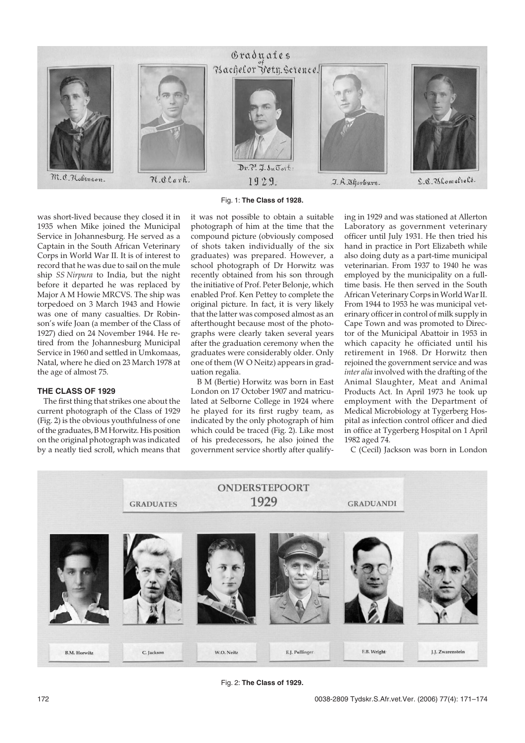Fig. 1: **The Class of 1928.**

was short-lived because they closed it in 1935 when Mike joined the Municipal Service in Johannesburg. He served as a Captain in the South African Veterinary Corps in World War II. It is of interest to record that he was due to sail on the mule ship *SS Nirpura* to India, but the night before it departed he was replaced by Major A M Howie MRCVS. The ship was torpedoed on 3 March 1943 and Howie was one of many casualties. Dr Robinson's wife Joan (a member of the Class of 1927) died on 24 November 1944. He retired from the Johannesburg Municipal Service in 1960 and settled in Umkomaas, Natal, where he died on 23 March 1978 at the age of almost 75.

### THE CLASS OF 1929

The first thing that strikes one about the current photograph of the Class of 1929 (Fig. 2) is the obvious youthfulness of one of the graduates, B M Horwitz. His position on the original photograph was indicated by a neatly tied scroll, which means that it was not possible to obtain a suitable photograph of him at the time that the compound picture (obviously composed of shots taken individually of the six graduates) was prepared. However, a school photograph of Dr Horwitz was recently obtained from his son through the initiative of Prof. Peter Belonje, which enabled Prof. Ken Pettey to complete the original picture. In fact, it is very likely that the latter was composed almost as an afterthought because most of the photographs were clearly taken several years after the graduation ceremony when the graduates were considerably older. Only one of them (W O Neitz) appears in graduation regalia.

B M (Bertie) Horwitz was born in East London on 17 October 1907 and matriculated at Selborne College in 1924 where he played for its first rugby team, as indicated by the only photograph of him which could be traced (Fig. 2). Like most of his predecessors, he also joined the government service shortly after qualifying in 1929 and was stationed at Allerton Laboratory as government veterinary officer until July 1931. He then tried his hand in practice in Port Elizabeth while also doing duty as a part-time municipal veterinarian. From 1937 to 1940 he was employed by the municipality on a full-time basis. He then served in the South African Veterinary Corps in World War II. From 1944 to 1953 he was municipal veterinary officer in control of milk supply in Cape Town and was promoted to Director of the Municipal Abattoir in 1953 in which capacity he officiated until his retirement in 1968. Dr Horwitz then rejoined the government service and was *inter alia* involved with the drafting of the Animal Slaughter, Meat and Animal Products Act. In April 1973 he took up employment with the Department of Medical Microbiology at Tygerberg Hospital as infection control officer and died in office at Tygerberg Hospital on 1 April 1982 aged 74.

C (Cecil) Jackson was born in London

Fig. 2: **The Class of 1929.**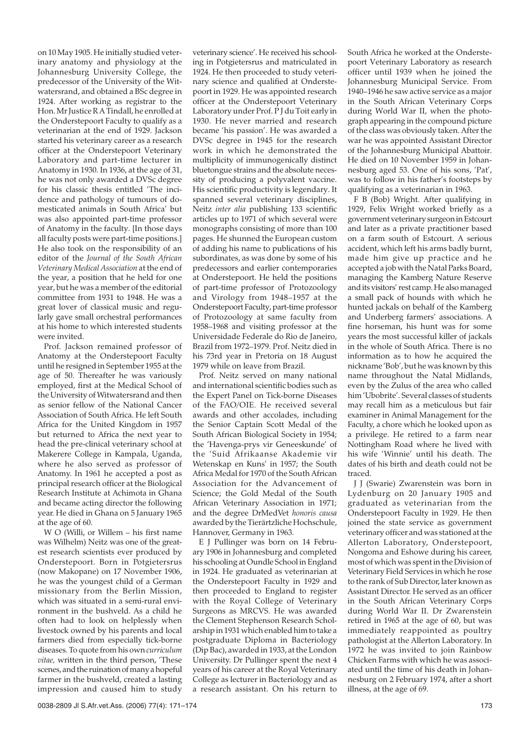on 10 May 1905. He initially studied veterinary anatomy and physiology at the Johannesburg University College, the predecessor of the University of the Witwatersrand, and obtained a BSc degree in 1924. After working as registrar to the Hon. Mr Justice R A Tindall, he enrolled at the Onderstepoort Faculty to qualify as a veterinarian at the end of 1929. Jackson started his veterinary career as a research officer at the Onderstepoort Veterinary Laboratory and part-time lecturer in Anatomy in 1930. In 1936, at the age of 31, he was not only awarded a DVSc degree for his classic thesis entitled 'The incidence and pathology of tumours of domesticated animals in South Africa' but was also appointed part-time professor of Anatomy in the faculty. [In those days all faculty posts were part-time positions.] He also took on the responsibility of an editor of the *Journal of the South African Veterinary Medical Association* at the end of the year, a position that he held for one year, but he was a member of the editorial committee from 1931 to 1948. He was a great lover of classical music and regularly gave small orchestral performances at his home to which interested students were invited.

Prof. Jackson remained professor of Anatomy at the Onderstepoort Faculty until he resigned in September 1955 at the age of 50. Thereafter he was variously employed, first at the Medical School of the University of Witwatersrand and then as senior fellow of the National Cancer Association of South Africa. He left South Africa for the United Kingdom in 1957 but returned to Africa the next year to head the pre-clinical veterinary school at Makerere College in Kampala, Uganda, where he also served as professor of Anatomy. In 1961 he accepted a post as principal research officer at the Biological Research Institute at Achimota in Ghana and became acting director the following year. He died in Ghana on 5 January 1965 at the age of 60.

W O (Willi, or Willem – his first name was Wilhelm) Neitz was one of the greatest research scientists ever produced by Onderstepoort. Born in Potgietersrus (now Makopane) on 17 November 1906, he was the youngest child of a German missionary from the Berlin Mission, which was situated in a semi-rural environment in the bushveld. As a child he often had to look on helplessly when livestock owned by his parents and local farmers died from especially tick-borne diseases. To quote from his own *curriculum vitae*, written in the third person, 'These scenes, and the ruination of many a hopeful farmer in the bushveld, created a lasting impression and caused him to study veterinary science'. He received his schooling in Potgietersrus and matriculated in 1924. He then proceeded to study veterinary science and qualified at Onderstepoort in 1929. He was appointed research officer at the Onderstepoort Veterinary Laboratory under Prof. P J du Toit early in 1930. He never married and research became 'his passion'. He was awarded a DVSc degree in 1945 for the research work in which he demonstrated the multiplicity of immunogenically distinct bluetongue strains and the absolute necessity of producing a polyvalent vaccine. His scientific productivity is legendary. It spanned several veterinary disciplines, Neitz *inter alia* publishing 133 scientific articles up to 1971 of which several were monographs consisting of more than 100 pages. He shunned the European custom of adding his name to publications of his subordinates, as was done by some of his predecessors and earlier contemporaries at Onderstepoort. He held the positions of part-time professor of Protozoology and Virology from 1948–1957 at the Onderstepoort Faculty, part-time professor of Protozoology at same faculty from 1958–1968 and visiting professor at the Universidade Federale do Rio de Janeiro, Brazil from 1972–1979. Prof. Neitz died in his 73rd year in Pretoria on 18 August 1979 while on leave from Brazil.

Prof. Neitz served on many national and international scientific bodies such as the Expert Panel on Tick-borne Diseases of the FAO/OIE. He received several awards and other accolades, including the Senior Captain Scott Medal of the South African Biological Society in 1954; the 'Havenga-prys vir Geneeskunde' of the 'Suid Afrikaanse Akademie vir Wetenskap en Kuns' in 1957; the South Africa Medal for 1970 of the South African Association for the Advancement of Science; the Gold Medal of the South African Veterinary Association in 1971; and the degree DrMedVet *honoris causa* awarded by the Tierärtzliche Hochschule, Hannover, Germany in 1963.

E J Pullinger was born on 14 February 1906 in Johannesburg and completed his schooling at Oundle School in England in 1924. He graduated as veterinarian at the Onderstepoort Faculty in 1929 and then proceeded to England to register with the Royal College of Veterinary Surgeons as MRCVS. He was awarded the Clement Stephenson Research Scholarship in 1931 which enabled him to take a postgraduate Diploma in Bacteriology (Dip Bac), awarded in 1933, at the London University. Dr Pullinger spent the next 4 years of his career at the Royal Veterinary College as lecturer in Bacteriology and as a research assistant. On his return to South Africa he worked at the Onderstepoort Veterinary Laboratory as research officer until 1939 when he joined the Johannesburg Municipal Service. From 1940–1946 he saw active service as a major in the South African Veterinary Corps during World War II, when the photograph appearing in the compound picture of the class was obviously taken. After the war he was appointed Assistant Director of the Johannesburg Municipal Abattoir. He died on 10 November 1959 in Johannesburg aged 53. One of his sons, 'Pat', was to follow in his father's footsteps by qualifying as a veterinarian in 1963.

F B (Bob) Wright. After qualifying in 1929, Felix Wright worked briefly as a government veterinary surgeon in Estcourt and later as a private practitioner based on a farm south of Estcourt. A serious accident, which left his arms badly burnt, made him give up practice and he accepted a job with the Natal Parks Board, managing the Kamberg Nature Reserve and its visitors' rest camp. He also managed a small pack of hounds with which he hunted jackals on behalf of the Kamberg and Underberg farmers' associations. A fine horseman, his hunt was for some years the most successful killer of jackals in the whole of South Africa. There is no information as to how he acquired the nickname 'Bob', but he was known by this name throughout the Natal Midlands, even by the Zulus of the area who called him 'Ubobrite'. Several classes of students may recall him as a meticulous but fair examiner in Animal Management for the Faculty, a chore which he looked upon as a privilege. He retired to a farm near Nottingham Road where he lived with his wife 'Winnie' until his death. The dates of his birth and death could not be traced.

J J (Swarie) Zwarenstein was born in Lydenburg on 20 January 1905 and graduated as veterinarian from the Onderstepoort Faculty in 1929. He then joined the state service as government veterinary officer and was stationed at the Allerton Laboratory, Onderstepoort, Nongoma and Eshowe during his career, most of which was spent in the Division of Veterinary Field Services in which he rose to the rank of Sub Director, later known as Assistant Director. He served as an officer in the South African Veterinary Corps during World War II. Dr Zwarenstein retired in 1965 at the age of 60, but was immediately reappointed as poultry pathologist at the Allerton Laboratory. In 1972 he was invited to join Rainbow Chicken Farms with which he was associated until the time of his death in Johannesburg on 2 February 1974, after a short illness, at the age of 69.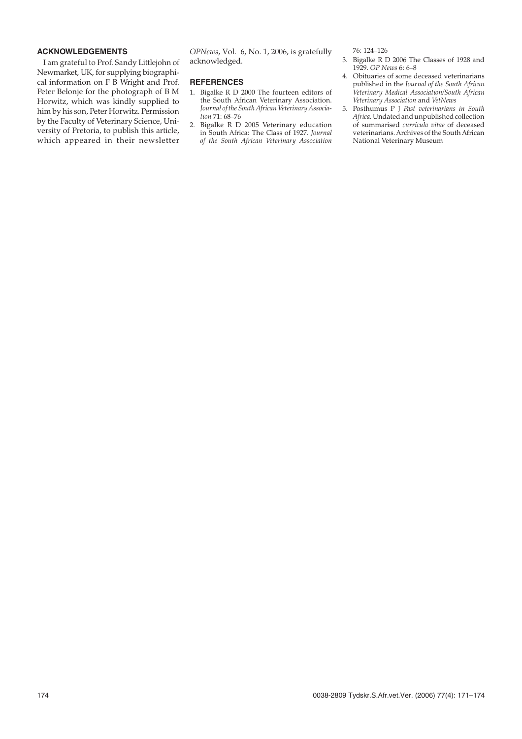## ACKNOWLEDGEMENTS

I am grateful to Prof. Sandy Littlejohn of Newmarket, UK, for supplying biographical information on F B Wright and Prof. Peter Belonje for the photograph of B M Horwitz, which was kindly supplied to him by his son, Peter Horwitz. Permission by the Faculty of Veterinary Science, University of Pretoria, to publish this article, which appeared in their newsletter *OPNews*, Vol. 6, No. 1, 2006, is gratefully acknowledged.

## REFERENCES

1. Bigalke R D 2000 The fourteen editors of the South African Veterinary Association. *Journal of the South African Veterinary Association* 71: 68–76
2. Bigalke R D 2005 Veterinary education in South Africa: The Class of 1927. *Journal of the South African Veterinary Association* 76: 124–126
3. Bigalke R D 2006 The Classes of 1928 and 1929. *OP News* 6: 6–8
4. Obituaries of some deceased veterinarians published in the *Journal of the South African Veterinary Medical Association/South African Veterinary Association* and *VetNews*
5. Posthumus P J *Past veterinarians in South Africa.* Undated and unpublished collection of summarised *curricula vitae* of deceased veterinarians. Archives of the South African National Veterinary Museum